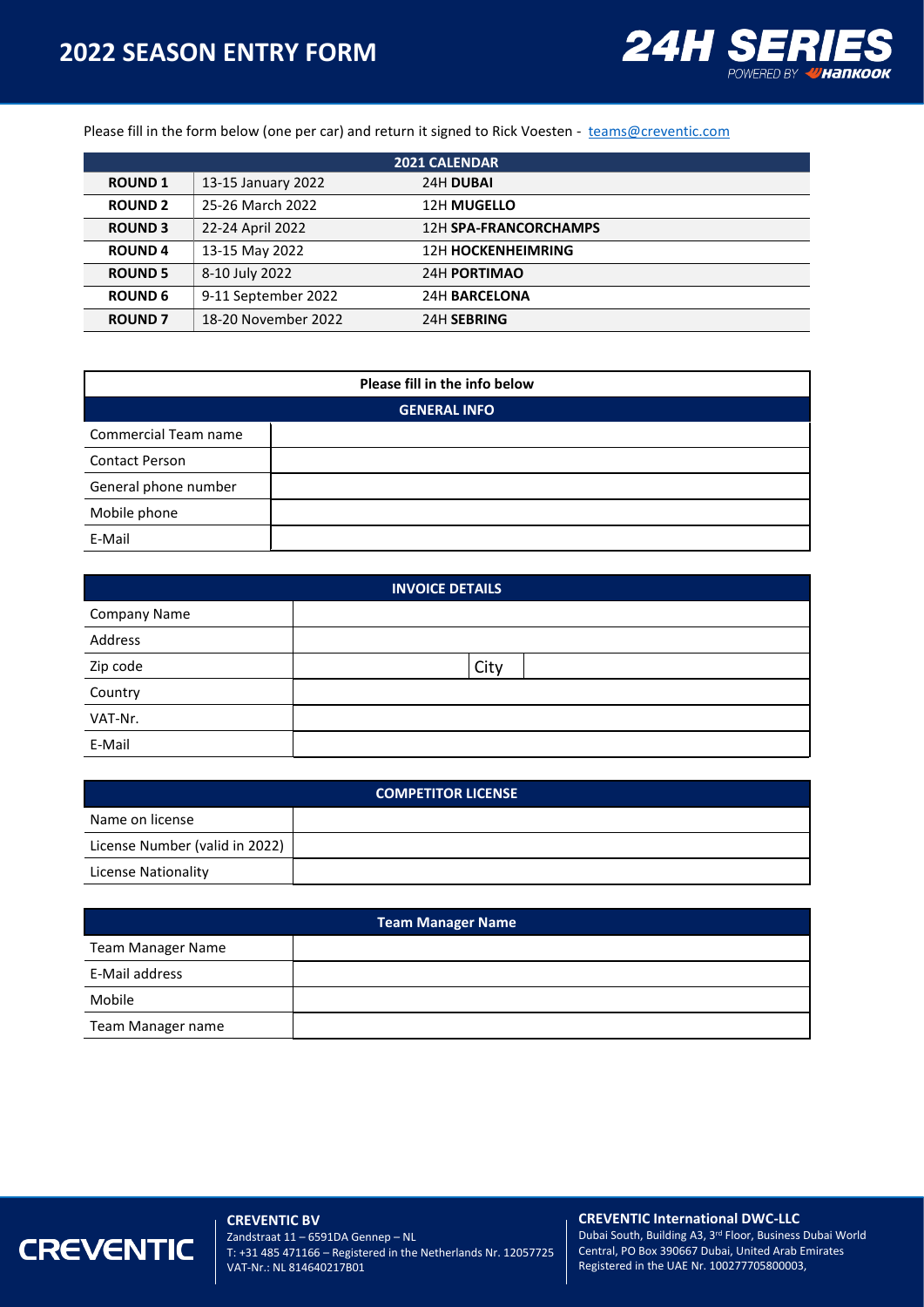# 2022 SEASON ENTRY FORM

Please fill in the form below (one per car) and return it signed to Rick Voesten - teams@creventic.com

| 2021 CALENDAR | | |
|---|---|---|
| **ROUND 1** | 13-15 January 2022 | 24H **DUBAI** |
| **ROUND 2** | 25-26 March 2022 | 12H **MUGELLO** |
| **ROUND 3** | 22-24 April 2022 | 12H **SPA-FRANCORCHAMPS** |
| **ROUND 4** | 13-15 May 2022 | 12H **HOCKENHEIMRING** |
| **ROUND 5** | 8-10 July 2022 | 24H **PORTIMAO** |
| **ROUND 6** | 9-11 September 2022 | 24H **BARCELONA** |
| **ROUND 7** | 18-20 November 2022 | 24H **SEBRING** |

**Please fill in the info below**

| GENERAL INFO | |
|---|---|
| Commercial Team name | |
| Contact Person | |
| General phone number | |
| Mobile phone | |
| E-Mail | |

| INVOICE DETAILS | | | |
|---|---|---|---|
| Company Name | | | |
| Address | | | |
| Zip code | | City | |
| Country | | | |
| VAT-Nr. | | | |
| E-Mail | | | |

| COMPETITOR LICENSE | |
|---|---|
| Name on license | |
| License Number (valid in 2022) | |
| License Nationality | |

| Team Manager Name | |
|---|---|
| Team Manager Name | |
| E-Mail address | |
| Mobile | |
| Team Manager name | |

**CREVENTIC BV**
Zandstraat 11 – 6591DA Gennep – NL
T: +31 485 471166 – Registered in the Netherlands Nr. 12057725
VAT-Nr.: NL 814640217B01

**CREVENTIC International DWC-LLC**
Dubai South, Building A3, 3rd Floor, Business Dubai World Central, PO Box 390667 Dubai, United Arab Emirates
Registered in the UAE Nr. 100277705800003,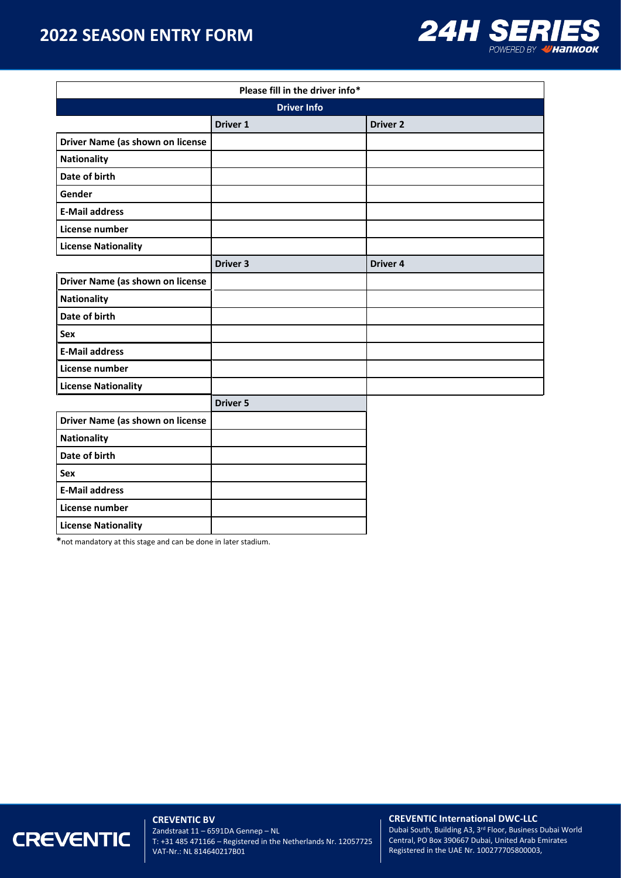# 2022 SEASON ENTRY FORM

| Please fill in the driver info* | | |
|---|---|---|
| **Driver Info** | | |
| | **Driver 1** | **Driver 2** |
| **Driver Name (as shown on license** | | |
| **Nationality** | | |
| **Date of birth** | | |
| **Gender** | | |
| **E-Mail address** | | |
| **License number** | | |
| **License Nationality** | | |
| | **Driver 3** | **Driver 4** |
| **Driver Name (as shown on license** | | |
| **Nationality** | | |
| **Date of birth** | | |
| **Sex** | | |
| **E-Mail address** | | |
| **License number** | | |
| **License Nationality** | | |
| | **Driver 5** | |
| **Driver Name (as shown on license** | | |
| **Nationality** | | |
| **Date of birth** | | |
| **Sex** | | |
| **E-Mail address** | | |
| **License number** | | |
| **License Nationality** | | |

*not mandatory at this stage and can be done in later stadium.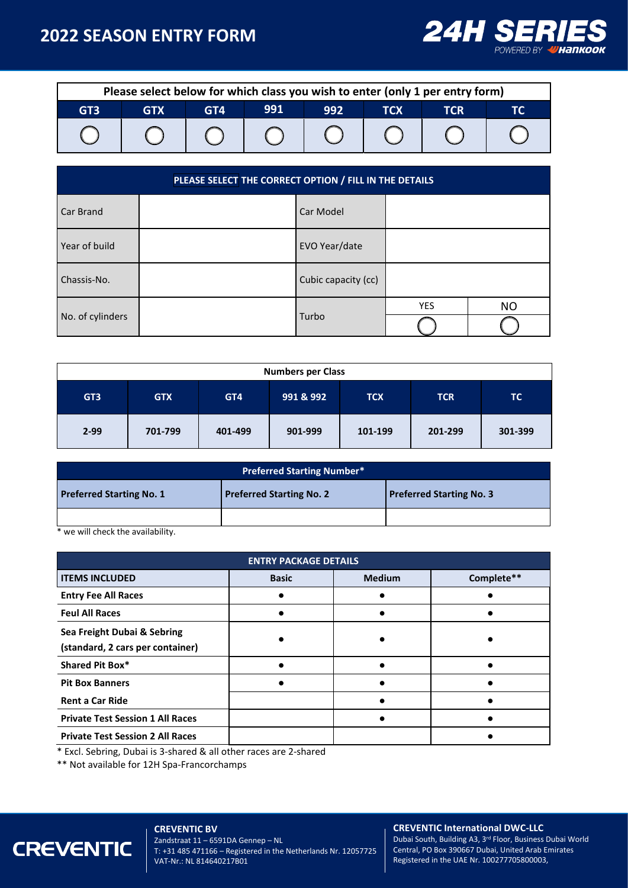# 2022 SEASON ENTRY FORM

24H SERIES POWERED BY HANKOOK

| Please select below for which class you wish to enter (only 1 per entry form) | | | | | | | |
|---|---|---|---|---|---|---|---|
| GT3 | GTX | GT4 | 991 | 992 | TCX | TCR | TC |
| ◯ | ◯ | ◯ | ◯ | ◯ | ◯ | ◯ | ◯ |

| PLEASE SELECT THE CORRECT OPTION / FILL IN THE DETAILS | | | | |
|---|---|---|---|---|
| Car Brand | | Car Model | | |
| Year of build | | EVO Year/date | | |
| Chassis-No. | | Cubic capacity (cc) | | |
| No. of cylinders | | Turbo | YES ◯ | NO ◯ |

| Numbers per Class | | | | | | |
|---|---|---|---|---|---|---|
| GT3 | GTX | GT4 | 991 & 992 | TCX | TCR | TC |
| 2-99 | 701-799 | 401-499 | 901-999 | 101-199 | 201-299 | 301-399 |

| Preferred Starting Number* | | |
|---|---|---|
| **Preferred Starting No. 1** | **Preferred Starting No. 2** | **Preferred Starting No. 3** |
| | | |

\* we will check the availability.

| ENTRY PACKAGE DETAILS | | | |
|---|---|---|---|
| **ITEMS INCLUDED** | **Basic** | **Medium** | **Complete\*\*** |
| **Entry Fee All Races** | ● | ● | ● |
| **Feul All Races** | ● | ● | ● |
| **Sea Freight Dubai & Sebring (standard, 2 cars per container)** | ● | ● | ● |
| **Shared Pit Box\*** | ● | ● | ● |
| **Pit Box Banners** | ● | ● | ● |
| **Rent a Car Ride** | | ● | ● |
| **Private Test Session 1 All Races** | | ● | ● |
| **Private Test Session 2 All Races** | | | ● |

\* Excl. Sebring, Dubai is 3-shared & all other races are 2-shared

\*\* Not available for 12H Spa-Francorchamps

CREVENTIC

**CREVENTIC BV**
Zandstraat 11 – 6591DA Gennep – NL
T: +31 485 471166 – Registered in the Netherlands Nr. 12057725
VAT-Nr.: NL 814640217B01

**CREVENTIC International DWC-LLC**
Dubai South, Building A3, 3rd Floor, Business Dubai World Central, PO Box 390667 Dubai, United Arab Emirates
Registered in the UAE Nr. 100277705800003,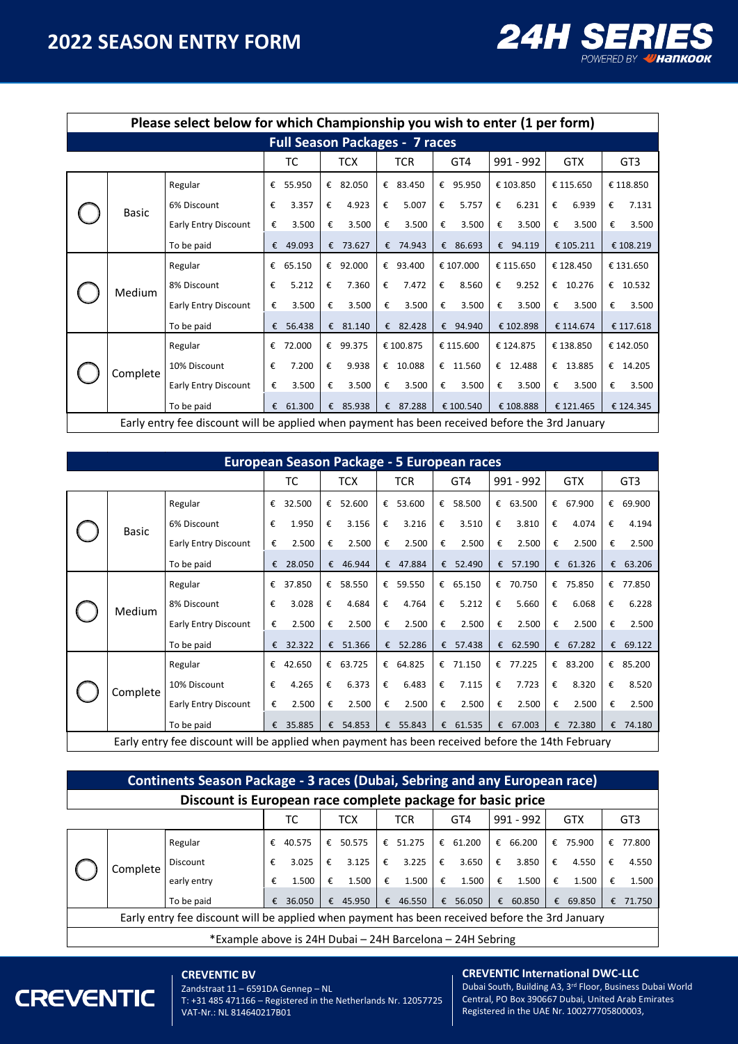# 2022 SEASON ENTRY FORM

24H SERIES POWERED BY HANKOOK

**Please select below for which Championship you wish to enter (1 per form)**

**Full Season Packages - 7 races**

| | | | TC | TCX | TCR | GT4 | 991 - 992 | GTX | GT3 |
|---|---|---|---|---|---|---|---|---|---|
| ◯ | Basic | Regular | € 55.950 | € 82.050 | € 83.450 | € 95.950 | € 103.850 | € 115.650 | € 118.850 |
| | | 6% Discount | € 3.357 | € 4.923 | € 5.007 | € 5.757 | € 6.231 | € 6.939 | € 7.131 |
| | | Early Entry Discount | € 3.500 | € 3.500 | € 3.500 | € 3.500 | € 3.500 | € 3.500 | € 3.500 |
| | | To be paid | € 49.093 | € 73.627 | € 74.943 | € 86.693 | € 94.119 | € 105.211 | € 108.219 |
| ◯ | Medium | Regular | € 65.150 | € 92.000 | € 93.400 | € 107.000 | € 115.650 | € 128.450 | € 131.650 |
| | | 8% Discount | € 5.212 | € 7.360 | € 7.472 | € 8.560 | € 9.252 | € 10.276 | € 10.532 |
| | | Early Entry Discount | € 3.500 | € 3.500 | € 3.500 | € 3.500 | € 3.500 | € 3.500 | € 3.500 |
| | | To be paid | € 56.438 | € 81.140 | € 82.428 | € 94.940 | € 102.898 | € 114.674 | € 117.618 |
| ◯ | Complete | Regular | € 72.000 | € 99.375 | € 100.875 | € 115.600 | € 124.875 | € 138.850 | € 142.050 |
| | | 10% Discount | € 7.200 | € 9.938 | € 10.088 | € 11.560 | € 12.488 | € 13.885 | € 14.205 |
| | | Early Entry Discount | € 3.500 | € 3.500 | € 3.500 | € 3.500 | € 3.500 | € 3.500 | € 3.500 |
| | | To be paid | € 61.300 | € 85.938 | € 87.288 | € 100.540 | € 108.888 | € 121.465 | € 124.345 |

Early entry fee discount will be applied when payment has been received before the 3rd January

**European Season Package - 5 European races**

| | | | TC | TCX | TCR | GT4 | 991 - 992 | GTX | GT3 |
|---|---|---|---|---|---|---|---|---|---|
| ◯ | Basic | Regular | € 32.500 | € 52.600 | € 53.600 | € 58.500 | € 63.500 | € 67.900 | € 69.900 |
| | | 6% Discount | € 1.950 | € 3.156 | € 3.216 | € 3.510 | € 3.810 | € 4.074 | € 4.194 |
| | | Early Entry Discount | € 2.500 | € 2.500 | € 2.500 | € 2.500 | € 2.500 | € 2.500 | € 2.500 |
| | | To be paid | € 28.050 | € 46.944 | € 47.884 | € 52.490 | € 57.190 | € 61.326 | € 63.206 |
| ◯ | Medium | Regular | € 37.850 | € 58.550 | € 59.550 | € 65.150 | € 70.750 | € 75.850 | € 77.850 |
| | | 8% Discount | € 3.028 | € 4.684 | € 4.764 | € 5.212 | € 5.660 | € 6.068 | € 6.228 |
| | | Early Entry Discount | € 2.500 | € 2.500 | € 2.500 | € 2.500 | € 2.500 | € 2.500 | € 2.500 |
| | | To be paid | € 32.322 | € 51.366 | € 52.286 | € 57.438 | € 62.590 | € 67.282 | € 69.122 |
| ◯ | Complete | Regular | € 42.650 | € 63.725 | € 64.825 | € 71.150 | € 77.225 | € 83.200 | € 85.200 |
| | | 10% Discount | € 4.265 | € 6.373 | € 6.483 | € 7.115 | € 7.723 | € 8.320 | € 8.520 |
| | | Early Entry Discount | € 2.500 | € 2.500 | € 2.500 | € 2.500 | € 2.500 | € 2.500 | € 2.500 |
| | | To be paid | € 35.885 | € 54.853 | € 55.843 | € 61.535 | € 67.003 | € 72.380 | € 74.180 |

Early entry fee discount will be applied when payment has been received before the 14th February

**Continents Season Package - 3 races (Dubai, Sebring and any European race)**

**Discount is European race complete package for basic price**

| | | | TC | TCX | TCR | GT4 | 991 - 992 | GTX | GT3 |
|---|---|---|---|---|---|---|---|---|---|
| ◯ | Complete | Regular | € 40.575 | € 50.575 | € 51.275 | € 61.200 | € 66.200 | € 75.900 | € 77.800 |
| | | Discount | € 3.025 | € 3.125 | € 3.225 | € 3.650 | € 3.850 | € 4.550 | € 4.550 |
| | | early entry | € 1.500 | € 1.500 | € 1.500 | € 1.500 | € 1.500 | € 1.500 | € 1.500 |
| | | To be paid | € 36.050 | € 45.950 | € 46.550 | € 56.050 | € 60.850 | € 69.850 | € 71.750 |

Early entry fee discount will be applied when payment has been received before the 3rd January

*Example above is 24H Dubai – 24H Barcelona – 24H Sebring

CREVENTIC

**CREVENTIC BV**
Zandstraat 11 – 6591DA Gennep – NL
T: +31 485 471166 – Registered in the Netherlands Nr. 12057725
VAT-Nr.: NL 814640217B01

**CREVENTIC International DWC-LLC**
Dubai South, Building A3, 3rd Floor, Business Dubai World Central, PO Box 390667 Dubai, United Arab Emirates
Registered in the UAE Nr. 100277705800003,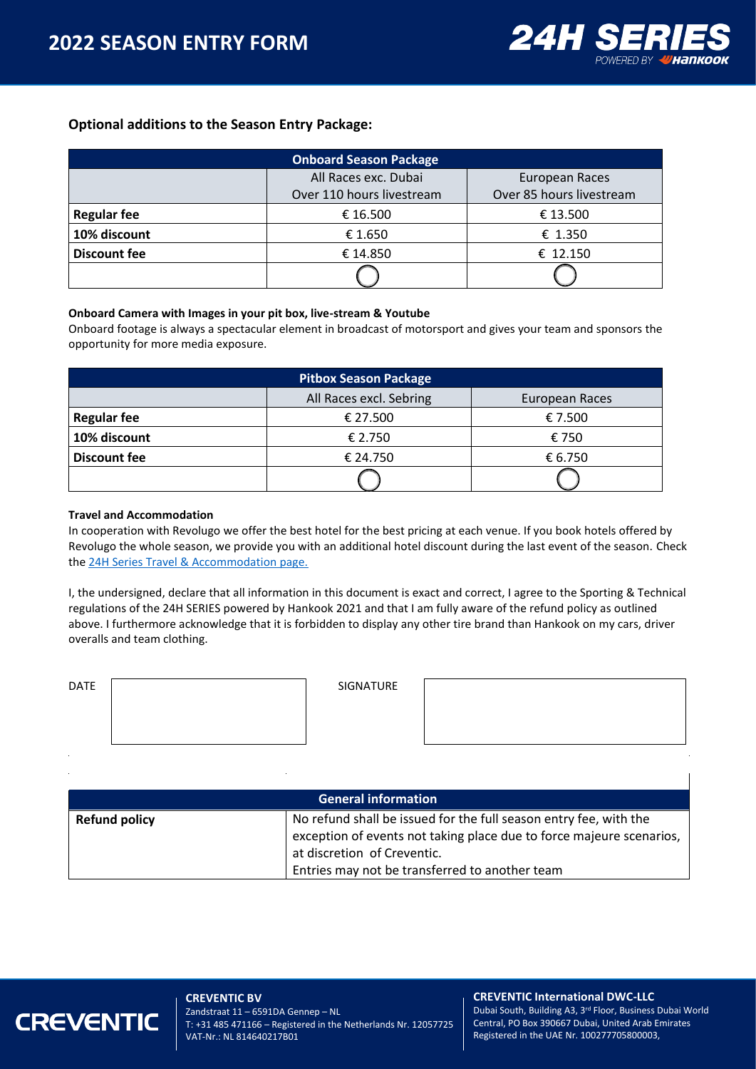# 2022 SEASON ENTRY FORM

## Optional additions to the Season Entry Package:

| Onboard Season Package | | |
|---|---|---|
| | All Races exc. Dubai<br>Over 110 hours livestream | European Races<br>Over 85 hours livestream |
| **Regular fee** | € 16.500 | € 13.500 |
| **10% discount** | € 1.650 | € 1.350 |
| **Discount fee** | € 14.850 | € 12.150 |
| | ◯ | ◯ |

**Onboard Camera with Images in your pit box, live-stream & Youtube**

Onboard footage is always a spectacular element in broadcast of motorsport and gives your team and sponsors the opportunity for more media exposure.

| Pitbox Season Package | | |
|---|---|---|
| | All Races excl. Sebring | European Races |
| **Regular fee** | € 27.500 | € 7.500 |
| **10% discount** | € 2.750 | € 750 |
| **Discount fee** | € 24.750 | € 6.750 |
| | ◯ | ◯ |

**Travel and Accommodation**

In cooperation with Revolugo we offer the best hotel for the best pricing at each venue. If you book hotels offered by Revolugo the whole season, we provide you with an additional hotel discount during the last event of the season. Check the 24H Series Travel & Accommodation page.

I, the undersigned, declare that all information in this document is exact and correct, I agree to the Sporting & Technical regulations of the 24H SERIES powered by Hankook 2021 and that I am fully aware of the refund policy as outlined above. I furthermore acknowledge that it is forbidden to display any other tire brand than Hankook on my cars, driver overalls and team clothing.

| DATE | | SIGNATURE | |
|---|---|---|---|

| General information | |
|---|---|
| **Refund policy** | No refund shall be issued for the full season entry fee, with the exception of events not taking place due to force majeure scenarios, at discretion of Creventic.<br>Entries may not be transferred to another team |

**CREVENTIC BV**
Zandstraat 11 – 6591DA Gennep – NL
T: +31 485 471166 – Registered in the Netherlands Nr. 12057725
VAT-Nr.: NL 814640217B01

**CREVENTIC International DWC-LLC**
Dubai South, Building A3, 3rd Floor, Business Dubai World Central, PO Box 390667 Dubai, United Arab Emirates
Registered in the UAE Nr. 100277705800003,